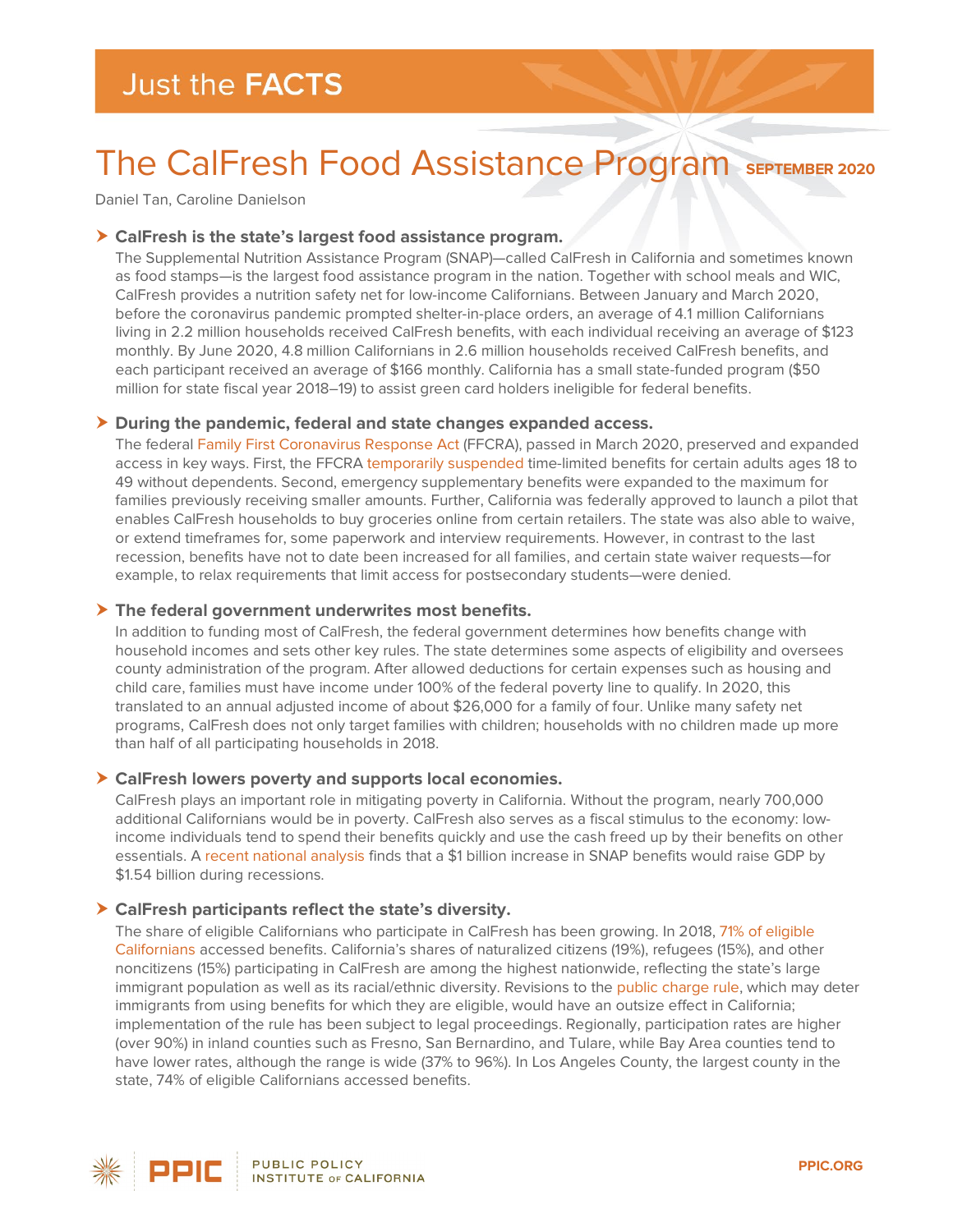# Just the **FACTS**

# The CalFresh Food Assistance Program

**SEPTEMBER 2020**

Daniel Tan, Caroline Danielson

## CalFresh is the state's largest food assistance program.

The Supplemental Nutrition Assistance Program (SNAP)—called CalFresh in California and sometimes known as food stamps—is the largest food assistance program in the nation. Together with school meals and WIC, CalFresh provides a nutrition safety net for low-income Californians. Between January and March 2020, before the coronavirus pandemic prompted shelter-in-place orders, an average of 4.1 million Californians living in 2.2 million households received CalFresh benefits, with each individual receiving an average of $123 monthly. By June 2020, 4.8 million Californians in 2.6 million households received CalFresh benefits, and each participant received an average of $166 monthly. California has a small state-funded program ($50 million for state fiscal year 2018–19) to assist green card holders ineligible for federal benefits.

## During the pandemic, federal and state changes expanded access.

The federal Family First Coronavirus Response Act (FFCRA), passed in March 2020, preserved and expanded access in key ways. First, the FFCRA temporarily suspended time-limited benefits for certain adults ages 18 to 49 without dependents. Second, emergency supplementary benefits were expanded to the maximum for families previously receiving smaller amounts. Further, California was federally approved to launch a pilot that enables CalFresh households to buy groceries online from certain retailers. The state was also able to waive, or extend timeframes for, some paperwork and interview requirements. However, in contrast to the last recession, benefits have not to date been increased for all families, and certain state waiver requests—for example, to relax requirements that limit access for postsecondary students—were denied.

## The federal government underwrites most benefits.

In addition to funding most of CalFresh, the federal government determines how benefits change with household incomes and sets other key rules. The state determines some aspects of eligibility and oversees county administration of the program. After allowed deductions for certain expenses such as housing and child care, families must have income under 100% of the federal poverty line to qualify. In 2020, this translated to an annual adjusted income of about $26,000 for a family of four. Unlike many safety net programs, CalFresh does not only target families with children; households with no children made up more than half of all participating households in 2018.

## CalFresh lowers poverty and supports local economies.

CalFresh plays an important role in mitigating poverty in California. Without the program, nearly 700,000 additional Californians would be in poverty. CalFresh also serves as a fiscal stimulus to the economy: low-income individuals tend to spend their benefits quickly and use the cash freed up by their benefits on other essentials. A recent national analysis finds that a $1 billion increase in SNAP benefits would raise GDP by $1.54 billion during recessions.

## CalFresh participants reflect the state's diversity.

The share of eligible Californians who participate in CalFresh has been growing. In 2018, 71% of eligible Californians accessed benefits. California's shares of naturalized citizens (19%), refugees (15%), and other noncitizens (15%) participating in CalFresh are among the highest nationwide, reflecting the state's large immigrant population as well as its racial/ethnic diversity. Revisions to the public charge rule, which may deter immigrants from using benefits for which they are eligible, would have an outsize effect in California; implementation of the rule has been subject to legal proceedings. Regionally, participation rates are higher (over 90%) in inland counties such as Fresno, San Bernardino, and Tulare, while Bay Area counties tend to have lower rates, although the range is wide (37% to 96%). In Los Angeles County, the largest county in the state, 74% of eligible Californians accessed benefits.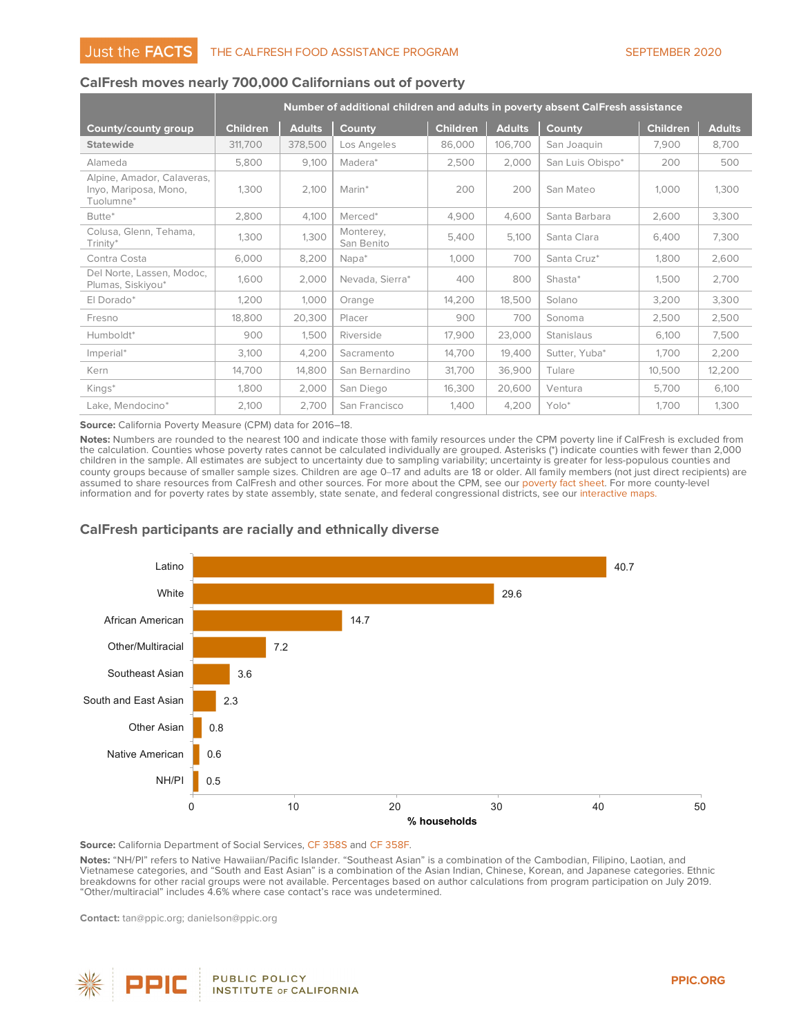## CalFresh moves nearly 700,000 Californians out of poverty

| | Number of additional children and adults in poverty absent CalFresh assistance | | | | | | | |
|---|---|---|---|---|---|---|---|---|
| County/county group | Children | Adults | County | Children | Adults | County | Children | Adults |
| **Statewide** | 311,700 | 378,500 | Los Angeles | 86,000 | 106,700 | San Joaquin | 7,900 | 8,700 |
| Alameda | 5,800 | 9,100 | Madera* | 2,500 | 2,000 | San Luis Obispo* | 200 | 500 |
| Alpine, Amador, Calaveras, Inyo, Mariposa, Mono, Tuolumne* | 1,300 | 2,100 | Marin* | 200 | 200 | San Mateo | 1,000 | 1,300 |
| Butte* | 2,800 | 4,100 | Merced* | 4,900 | 4,600 | Santa Barbara | 2,600 | 3,300 |
| Colusa, Glenn, Tehama, Trinity* | 1,300 | 1,300 | Monterey, San Benito | 5,400 | 5,100 | Santa Clara | 6,400 | 7,300 |
| Contra Costa | 6,000 | 8,200 | Napa* | 1,000 | 700 | Santa Cruz* | 1,800 | 2,600 |
| Del Norte, Lassen, Modoc, Plumas, Siskiyou* | 1,600 | 2,000 | Nevada, Sierra* | 400 | 800 | Shasta* | 1,500 | 2,700 |
| El Dorado* | 1,200 | 1,000 | Orange | 14,200 | 18,500 | Solano | 3,200 | 3,300 |
| Fresno | 18,800 | 20,300 | Placer | 900 | 700 | Sonoma | 2,500 | 2,500 |
| Humboldt* | 900 | 1,500 | Riverside | 17,900 | 23,000 | Stanislaus | 6,100 | 7,500 |
| Imperial* | 3,100 | 4,200 | Sacramento | 14,700 | 19,400 | Sutter, Yuba* | 1,700 | 2,200 |
| Kern | 14,700 | 14,800 | San Bernardino | 31,700 | 36,900 | Tulare | 10,500 | 12,200 |
| Kings* | 1,800 | 2,000 | San Diego | 16,300 | 20,600 | Ventura | 5,700 | 6,100 |
| Lake, Mendocino* | 2,100 | 2,700 | San Francisco | 1,400 | 4,200 | Yolo* | 1,700 | 1,300 |

**Source:** California Poverty Measure (CPM) data for 2016–18.

**Notes:** Numbers are rounded to the nearest 100 and indicate those with family resources under the CPM poverty line if CalFresh is excluded from the calculation. Counties whose poverty rates cannot be calculated individually are grouped. Asterisks (*) indicate counties with fewer than 2,000 children in the sample. All estimates are subject to uncertainty due to sampling variability; uncertainty is greater for less-populous counties and county groups because of smaller sample sizes. Children are age 0–17 and adults are 18 or older. All family members (not just direct recipients) are assumed to share resources from CalFresh and other sources. For more about the CPM, see our poverty fact sheet. For more county-level information and for poverty rates by state assembly, state senate, and federal congressional districts, see our interactive maps.

## CalFresh participants are racially and ethnically diverse

Latino 40.7
White 29.6
African American 14.7
Other/Multiracial 7.2
Southeast Asian 3.6
South and East Asian 2.3
Other Asian 0.8
Native American 0.6
NH/PI 0.5

0 10 20 30 40 50
% households

**Source:** California Department of Social Services, CF 358S and CF 358F.

**Notes:** "NH/PI" refers to Native Hawaiian/Pacific Islander. "Southeast Asian" is a combination of the Cambodian, Filipino, Laotian, and Vietnamese categories, and "South and East Asian" is a combination of the Asian Indian, Chinese, Korean, and Japanese categories. Ethnic breakdowns for other racial groups were not available. Percentages based on author calculations from program participation on July 2019. "Other/multiracial" includes 4.6% where case contact's race was undetermined.

**Contact:** tan@ppic.org; danielson@ppic.org